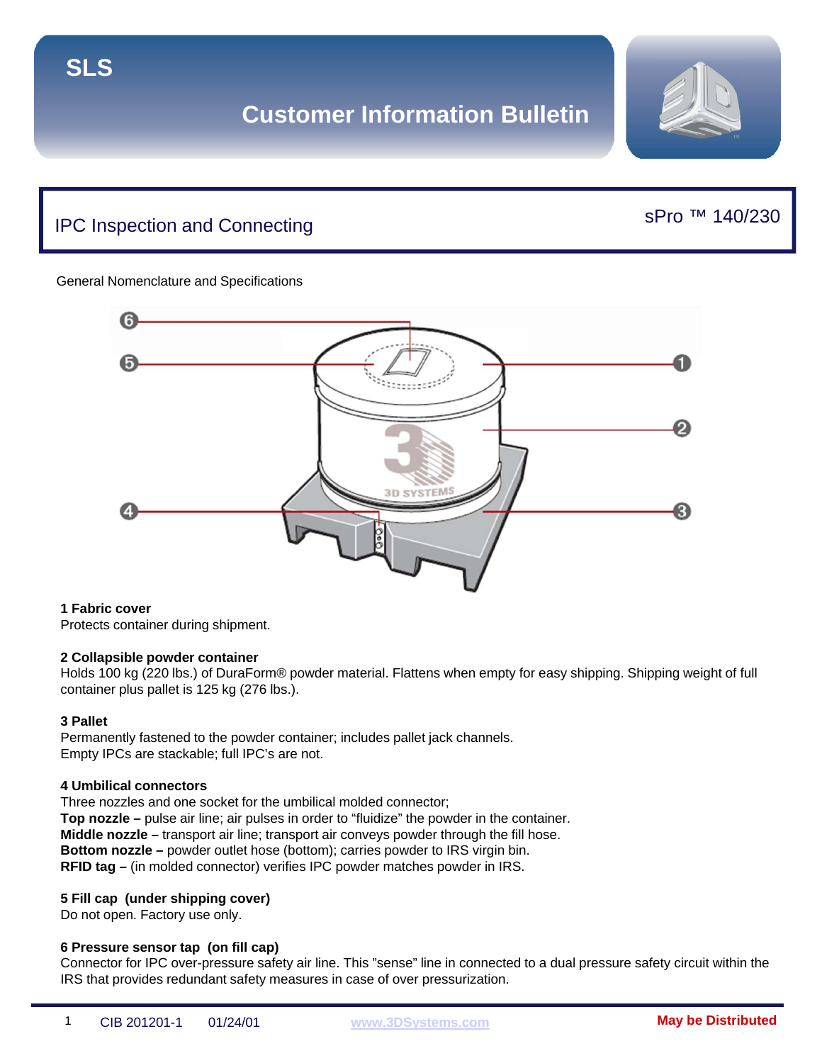# SLS

## Customer Information Bulletin

## IPC Inspection and Connecting

sPro ™ 140/230

General Nomenclature and Specifications

**1 Fabric cover**
Protects container during shipment.

**2 Collapsible powder container**
Holds 100 kg (220 lbs.) of DuraForm® powder material. Flattens when empty for easy shipping. Shipping weight of full container plus pallet is 125 kg (276 lbs.).

**3 Pallet**
Permanently fastened to the powder container; includes pallet jack channels.
Empty IPCs are stackable; full IPC's are not.

**4 Umbilical connectors**
Three nozzles and one socket for the umbilical molded connector;
**Top nozzle –** pulse air line; air pulses in order to "fluidize" the powder in the container.
**Middle nozzle –** transport air line; transport air conveys powder through the fill hose.
**Bottom nozzle –** powder outlet hose (bottom); carries powder to IRS virgin bin.
**RFID tag –** (in molded connector) verifies IPC powder matches powder in IRS.

**5 Fill cap (under shipping cover)**
Do not open. Factory use only.

**6 Pressure sensor tap (on fill cap)**
Connector for IPC over-pressure safety air line. This "sense" line in connected to a dual pressure safety circuit within the IRS that provides redundant safety measures in case of over pressurization.

CIB 201201-1 01/24/01 www.3DSystems.com **May be Distributed**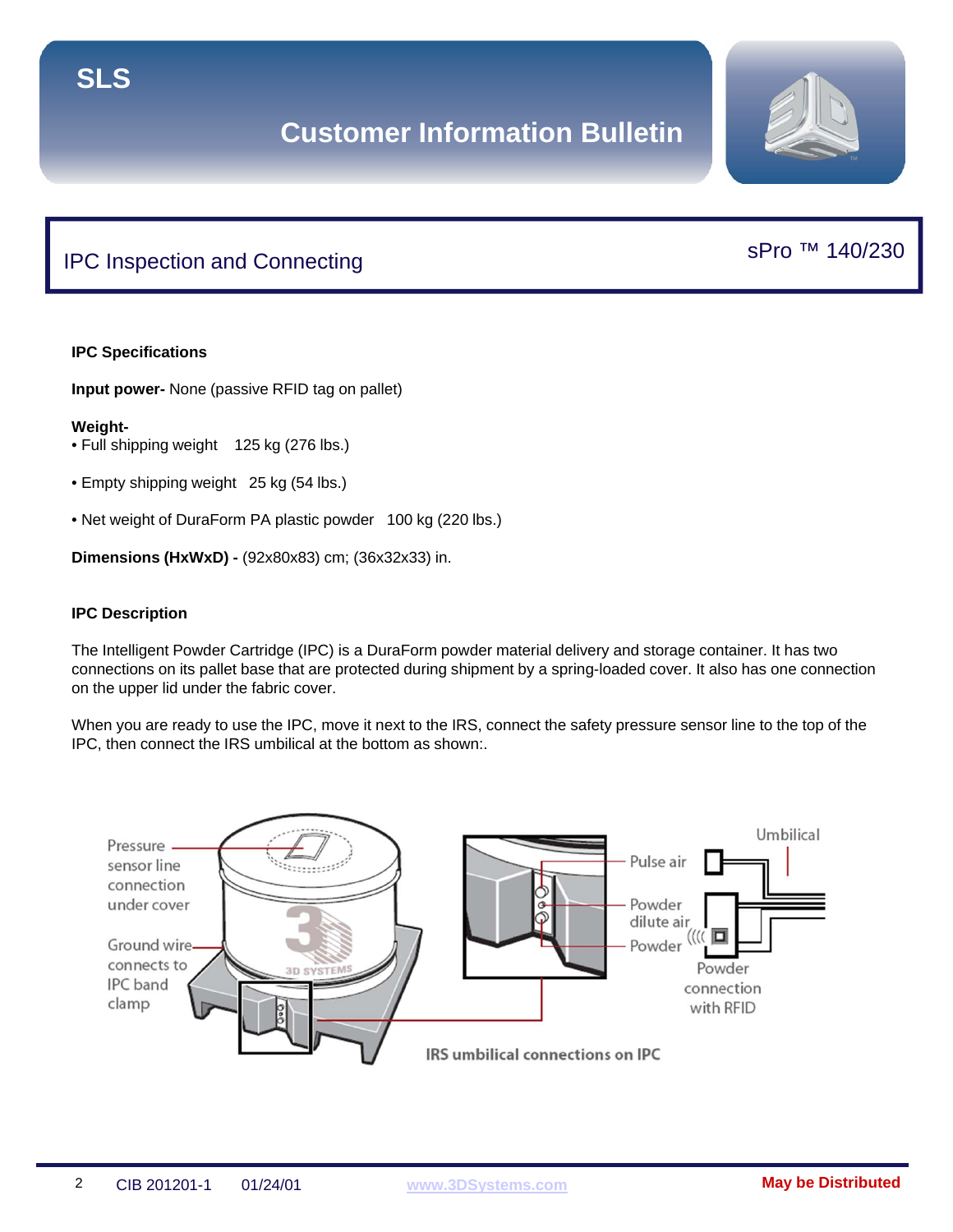## IPC Inspection and Connecting

sPro ™ 140/230

**IPC Specifications**

**Input power-** None (passive RFID tag on pallet)

**Weight-**

- Full shipping weight 125 kg (276 lbs.)
- Empty shipping weight 25 kg (54 lbs.)
- Net weight of DuraForm PA plastic powder 100 kg (220 lbs.)

**Dimensions (HxWxD) -** (92x80x83) cm; (36x32x33) in.

**IPC Description**

The Intelligent Powder Cartridge (IPC) is a DuraForm powder material delivery and storage container. It has two connections on its pallet base that are protected during shipment by a spring-loaded cover. It also has one connection on the upper lid under the fabric cover.

When you are ready to use the IPC, move it next to the IRS, connect the safety pressure sensor line to the top of the IPC, then connect the IRS umbilical at the bottom as shown:.

Pressure sensor line connection under cover

Ground wire connects to IPC band clamp

Pulse air

Powder dilute air

Powder

Umbilical

Powder connection with RFID

IRS umbilical connections on IPC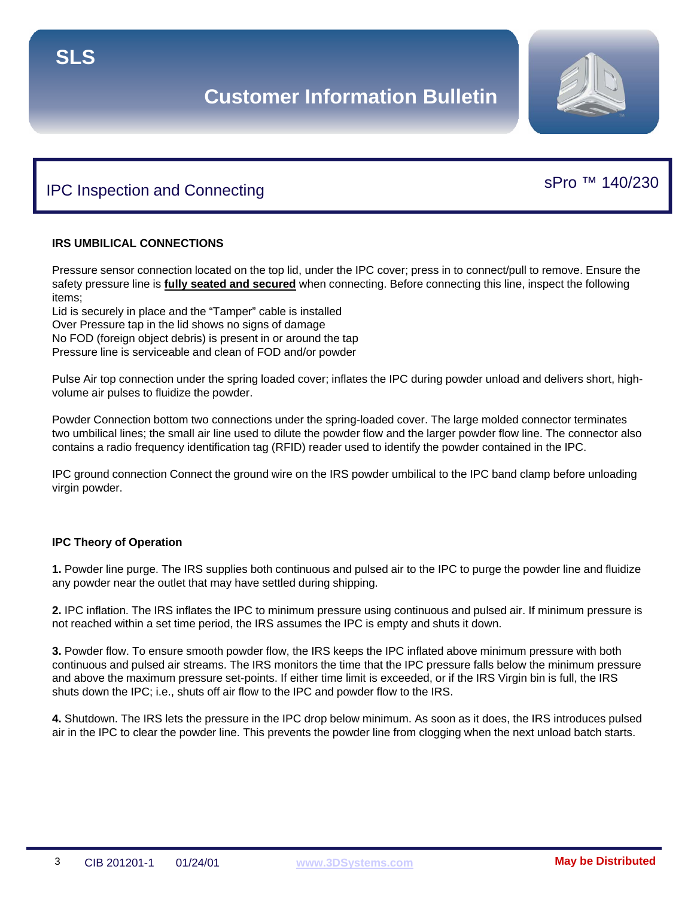# SLS

## Customer Information Bulletin

## IPC Inspection and Connecting

sPro ™ 140/230

### IRS UMBILICAL CONNECTIONS

Pressure sensor connection located on the top lid, under the IPC cover; press in to connect/pull to remove. Ensure the safety pressure line is **fully seated and secured** when connecting. Before connecting this line, inspect the following items;
Lid is securely in place and the "Tamper" cable is installed
Over Pressure tap in the lid shows no signs of damage
No FOD (foreign object debris) is present in or around the tap
Pressure line is serviceable and clean of FOD and/or powder

Pulse Air top connection under the spring loaded cover; inflates the IPC during powder unload and delivers short, high-volume air pulses to fluidize the powder.

Powder Connection bottom two connections under the spring-loaded cover. The large molded connector terminates two umbilical lines; the small air line used to dilute the powder flow and the larger powder flow line. The connector also contains a radio frequency identification tag (RFID) reader used to identify the powder contained in the IPC.

IPC ground connection Connect the ground wire on the IRS powder umbilical to the IPC band clamp before unloading virgin powder.

### IPC Theory of Operation

**1.** Powder line purge. The IRS supplies both continuous and pulsed air to the IPC to purge the powder line and fluidize any powder near the outlet that may have settled during shipping.

**2.** IPC inflation. The IRS inflates the IPC to minimum pressure using continuous and pulsed air. If minimum pressure is not reached within a set time period, the IRS assumes the IPC is empty and shuts it down.

**3.** Powder flow. To ensure smooth powder flow, the IRS keeps the IPC inflated above minimum pressure with both continuous and pulsed air streams. The IRS monitors the time that the IPC pressure falls below the minimum pressure and above the maximum pressure set-points. If either time limit is exceeded, or if the IRS Virgin bin is full, the IRS shuts down the IPC; i.e., shuts off air flow to the IPC and powder flow to the IRS.

**4.** Shutdown. The IRS lets the pressure in the IPC drop below minimum. As soon as it does, the IRS introduces pulsed air in the IPC to clear the powder line. This prevents the powder line from clogging when the next unload batch starts.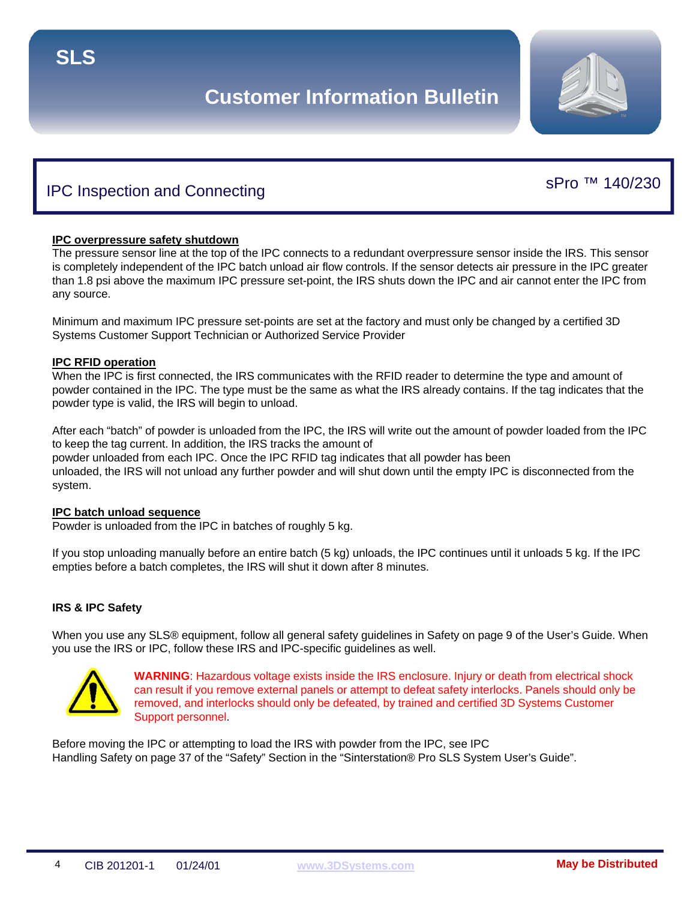# IPC Inspection and Connecting

sPro ™ 140/230

**IPC overpressure safety shutdown**

The pressure sensor line at the top of the IPC connects to a redundant overpressure sensor inside the IRS. This sensor is completely independent of the IPC batch unload air flow controls. If the sensor detects air pressure in the IPC greater than 1.8 psi above the maximum IPC pressure set-point, the IRS shuts down the IPC and air cannot enter the IPC from any source.

Minimum and maximum IPC pressure set-points are set at the factory and must only be changed by a certified 3D Systems Customer Support Technician or Authorized Service Provider

**IPC RFID operation**

When the IPC is first connected, the IRS communicates with the RFID reader to determine the type and amount of powder contained in the IPC. The type must be the same as what the IRS already contains. If the tag indicates that the powder type is valid, the IRS will begin to unload.

After each "batch" of powder is unloaded from the IPC, the IRS will write out the amount of powder loaded from the IPC to keep the tag current. In addition, the IRS tracks the amount of powder unloaded from each IPC. Once the IPC RFID tag indicates that all powder has been unloaded, the IRS will not unload any further powder and will shut down until the empty IPC is disconnected from the system.

**IPC batch unload sequence**

Powder is unloaded from the IPC in batches of roughly 5 kg.

If you stop unloading manually before an entire batch (5 kg) unloads, the IPC continues until it unloads 5 kg. If the IPC empties before a batch completes, the IRS will shut it down after 8 minutes.

**IRS & IPC Safety**

When you use any SLS® equipment, follow all general safety guidelines in Safety on page 9 of the User's Guide. When you use the IRS or IPC, follow these IRS and IPC-specific guidelines as well.

**WARNING**: Hazardous voltage exists inside the IRS enclosure. Injury or death from electrical shock can result if you remove external panels or attempt to defeat safety interlocks. Panels should only be removed, and interlocks should only be defeated, by trained and certified 3D Systems Customer Support personnel.

Before moving the IPC or attempting to load the IRS with powder from the IPC, see IPC Handling Safety on page 37 of the "Safety" Section in the "Sinterstation® Pro SLS System User's Guide".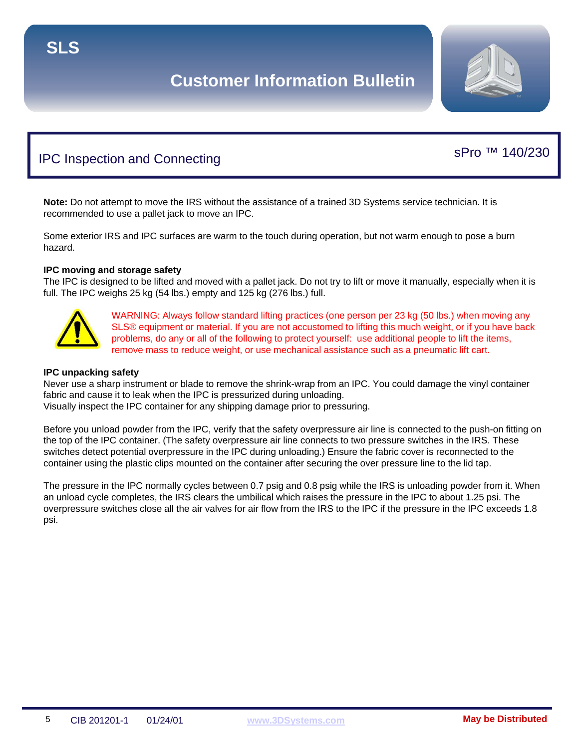## IPC Inspection and Connecting

sPro ™ 140/230

**Note:** Do not attempt to move the IRS without the assistance of a trained 3D Systems service technician. It is recommended to use a pallet jack to move an IPC.

Some exterior IRS and IPC surfaces are warm to the touch during operation, but not warm enough to pose a burn hazard.

**IPC moving and storage safety**

The IPC is designed to be lifted and moved with a pallet jack. Do not try to lift or move it manually, especially when it is full. The IPC weighs 25 kg (54 lbs.) empty and 125 kg (276 lbs.) full.

WARNING: Always follow standard lifting practices (one person per 23 kg (50 lbs.) when moving any SLS® equipment or material. If you are not accustomed to lifting this much weight, or if you have back problems, do any or all of the following to protect yourself: use additional people to lift the items, remove mass to reduce weight, or use mechanical assistance such as a pneumatic lift cart.

**IPC unpacking safety**

Never use a sharp instrument or blade to remove the shrink-wrap from an IPC. You could damage the vinyl container fabric and cause it to leak when the IPC is pressurized during unloading.
Visually inspect the IPC container for any shipping damage prior to pressuring.

Before you unload powder from the IPC, verify that the safety overpressure air line is connected to the push-on fitting on the top of the IPC container. (The safety overpressure air line connects to two pressure switches in the IRS. These switches detect potential overpressure in the IPC during unloading.) Ensure the fabric cover is reconnected to the container using the plastic clips mounted on the container after securing the over pressure line to the lid tap.

The pressure in the IPC normally cycles between 0.7 psig and 0.8 psig while the IRS is unloading powder from it. When an unload cycle completes, the IRS clears the umbilical which raises the pressure in the IPC to about 1.25 psi. The overpressure switches close all the air valves for air flow from the IRS to the IPC if the pressure in the IPC exceeds 1.8 psi.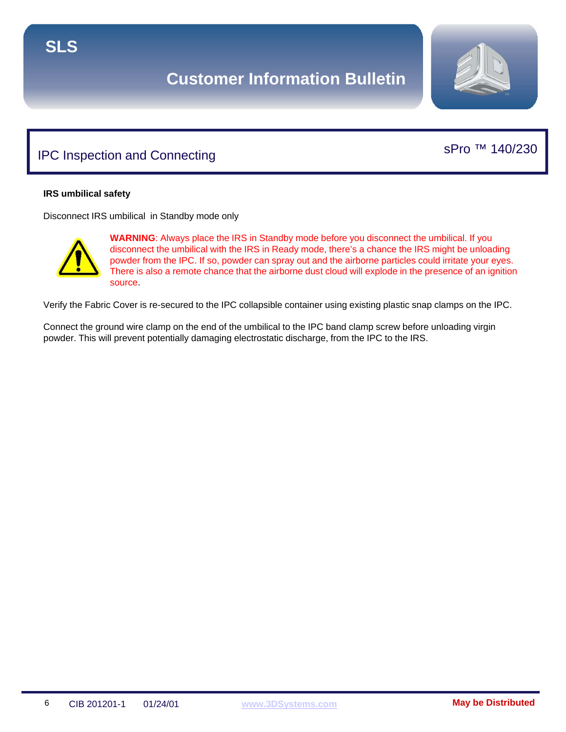## IPC Inspection and Connecting

sPro ™ 140/230

**IRS umbilical safety**

Disconnect IRS umbilical in Standby mode only

**WARNING**: Always place the IRS in Standby mode before you disconnect the umbilical. If you disconnect the umbilical with the IRS in Ready mode, there's a chance the IRS might be unloading powder from the IPC. If so, powder can spray out and the airborne particles could irritate your eyes. There is also a remote chance that the airborne dust cloud will explode in the presence of an ignition source.

Verify the Fabric Cover is re-secured to the IPC collapsible container using existing plastic snap clamps on the IPC.

Connect the ground wire clamp on the end of the umbilical to the IPC band clamp screw before unloading virgin powder. This will prevent potentially damaging electrostatic discharge, from the IPC to the IRS.